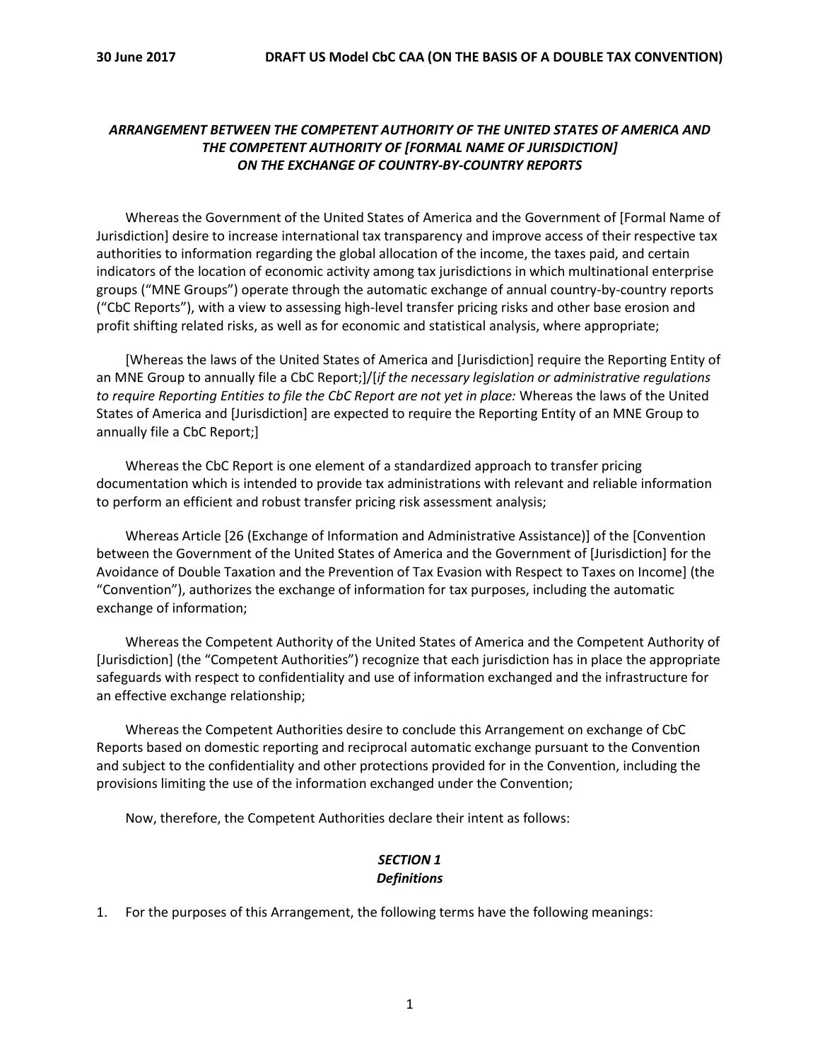***ARRANGEMENT BETWEEN THE COMPETENT AUTHORITY OF THE UNITED STATES OF AMERICA AND THE COMPETENT AUTHORITY OF [FORMAL NAME OF JURISDICTION] ON THE EXCHANGE OF COUNTRY-BY-COUNTRY REPORTS***

Whereas the Government of the United States of America and the Government of [Formal Name of Jurisdiction] desire to increase international tax transparency and improve access of their respective tax authorities to information regarding the global allocation of the income, the taxes paid, and certain indicators of the location of economic activity among tax jurisdictions in which multinational enterprise groups ("MNE Groups") operate through the automatic exchange of annual country-by-country reports ("CbC Reports"), with a view to assessing high-level transfer pricing risks and other base erosion and profit shifting related risks, as well as for economic and statistical analysis, where appropriate;

[Whereas the laws of the United States of America and [Jurisdiction] require the Reporting Entity of an MNE Group to annually file a CbC Report;]/[*if the necessary legislation or administrative regulations to require Reporting Entities to file the CbC Report are not yet in place:* Whereas the laws of the United States of America and [Jurisdiction] are expected to require the Reporting Entity of an MNE Group to annually file a CbC Report;]

Whereas the CbC Report is one element of a standardized approach to transfer pricing documentation which is intended to provide tax administrations with relevant and reliable information to perform an efficient and robust transfer pricing risk assessment analysis;

Whereas Article [26 (Exchange of Information and Administrative Assistance)] of the [Convention between the Government of the United States of America and the Government of [Jurisdiction] for the Avoidance of Double Taxation and the Prevention of Tax Evasion with Respect to Taxes on Income] (the "Convention"), authorizes the exchange of information for tax purposes, including the automatic exchange of information;

Whereas the Competent Authority of the United States of America and the Competent Authority of [Jurisdiction] (the "Competent Authorities") recognize that each jurisdiction has in place the appropriate safeguards with respect to confidentiality and use of information exchanged and the infrastructure for an effective exchange relationship;

Whereas the Competent Authorities desire to conclude this Arrangement on exchange of CbC Reports based on domestic reporting and reciprocal automatic exchange pursuant to the Convention and subject to the confidentiality and other protections provided for in the Convention, including the provisions limiting the use of the information exchanged under the Convention;

Now, therefore, the Competent Authorities declare their intent as follows:

## ***SECTION 1***
## ***Definitions***

1. For the purposes of this Arrangement, the following terms have the following meanings: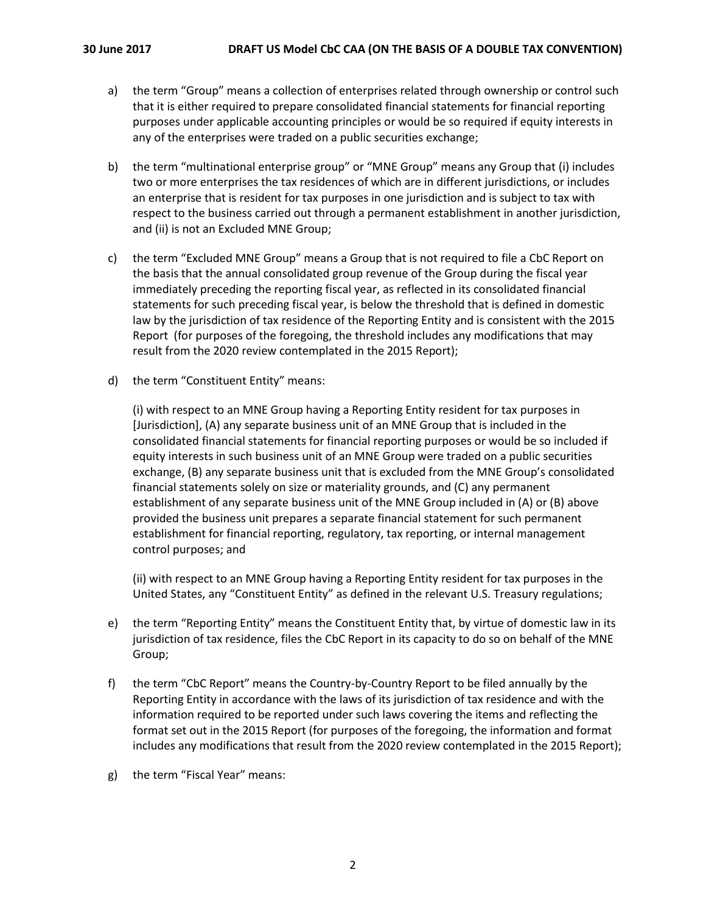a) the term "Group" means a collection of enterprises related through ownership or control such that it is either required to prepare consolidated financial statements for financial reporting purposes under applicable accounting principles or would be so required if equity interests in any of the enterprises were traded on a public securities exchange;

b) the term "multinational enterprise group" or "MNE Group" means any Group that (i) includes two or more enterprises the tax residences of which are in different jurisdictions, or includes an enterprise that is resident for tax purposes in one jurisdiction and is subject to tax with respect to the business carried out through a permanent establishment in another jurisdiction, and (ii) is not an Excluded MNE Group;

c) the term "Excluded MNE Group" means a Group that is not required to file a CbC Report on the basis that the annual consolidated group revenue of the Group during the fiscal year immediately preceding the reporting fiscal year, as reflected in its consolidated financial statements for such preceding fiscal year, is below the threshold that is defined in domestic law by the jurisdiction of tax residence of the Reporting Entity and is consistent with the 2015 Report (for purposes of the foregoing, the threshold includes any modifications that may result from the 2020 review contemplated in the 2015 Report);

d) the term "Constituent Entity" means:

   (i) with respect to an MNE Group having a Reporting Entity resident for tax purposes in [Jurisdiction], (A) any separate business unit of an MNE Group that is included in the consolidated financial statements for financial reporting purposes or would be so included if equity interests in such business unit of an MNE Group were traded on a public securities exchange, (B) any separate business unit that is excluded from the MNE Group's consolidated financial statements solely on size or materiality grounds, and (C) any permanent establishment of any separate business unit of the MNE Group included in (A) or (B) above provided the business unit prepares a separate financial statement for such permanent establishment for financial reporting, regulatory, tax reporting, or internal management control purposes; and

   (ii) with respect to an MNE Group having a Reporting Entity resident for tax purposes in the United States, any "Constituent Entity" as defined in the relevant U.S. Treasury regulations;

e) the term "Reporting Entity" means the Constituent Entity that, by virtue of domestic law in its jurisdiction of tax residence, files the CbC Report in its capacity to do so on behalf of the MNE Group;

f) the term "CbC Report" means the Country-by-Country Report to be filed annually by the Reporting Entity in accordance with the laws of its jurisdiction of tax residence and with the information required to be reported under such laws covering the items and reflecting the format set out in the 2015 Report (for purposes of the foregoing, the information and format includes any modifications that result from the 2020 review contemplated in the 2015 Report);

g) the term "Fiscal Year" means: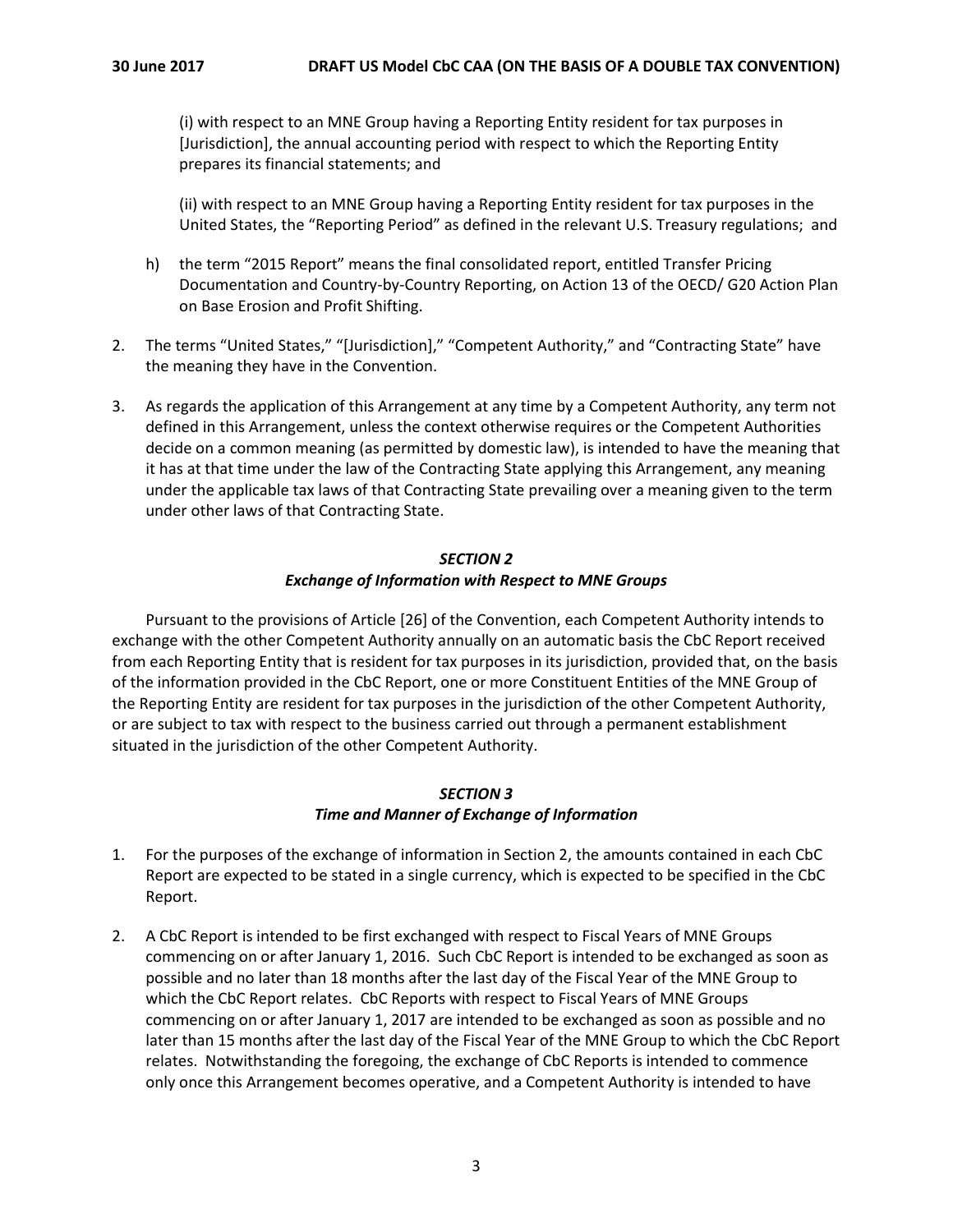(i) with respect to an MNE Group having a Reporting Entity resident for tax purposes in [Jurisdiction], the annual accounting period with respect to which the Reporting Entity prepares its financial statements; and

(ii) with respect to an MNE Group having a Reporting Entity resident for tax purposes in the United States, the "Reporting Period" as defined in the relevant U.S. Treasury regulations; and

h) the term "2015 Report" means the final consolidated report, entitled Transfer Pricing Documentation and Country-by-Country Reporting, on Action 13 of the OECD/ G20 Action Plan on Base Erosion and Profit Shifting.

2. The terms "United States," "[Jurisdiction]," "Competent Authority," and "Contracting State" have the meaning they have in the Convention.

3. As regards the application of this Arrangement at any time by a Competent Authority, any term not defined in this Arrangement, unless the context otherwise requires or the Competent Authorities decide on a common meaning (as permitted by domestic law), is intended to have the meaning that it has at that time under the law of the Contracting State applying this Arrangement, any meaning under the applicable tax laws of that Contracting State prevailing over a meaning given to the term under other laws of that Contracting State.

### *SECTION 2*
### *Exchange of Information with Respect to MNE Groups*

Pursuant to the provisions of Article [26] of the Convention, each Competent Authority intends to exchange with the other Competent Authority annually on an automatic basis the CbC Report received from each Reporting Entity that is resident for tax purposes in its jurisdiction, provided that, on the basis of the information provided in the CbC Report, one or more Constituent Entities of the MNE Group of the Reporting Entity are resident for tax purposes in the jurisdiction of the other Competent Authority, or are subject to tax with respect to the business carried out through a permanent establishment situated in the jurisdiction of the other Competent Authority.

### *SECTION 3*
### *Time and Manner of Exchange of Information*

1. For the purposes of the exchange of information in Section 2, the amounts contained in each CbC Report are expected to be stated in a single currency, which is expected to be specified in the CbC Report.

2. A CbC Report is intended to be first exchanged with respect to Fiscal Years of MNE Groups commencing on or after January 1, 2016. Such CbC Report is intended to be exchanged as soon as possible and no later than 18 months after the last day of the Fiscal Year of the MNE Group to which the CbC Report relates. CbC Reports with respect to Fiscal Years of MNE Groups commencing on or after January 1, 2017 are intended to be exchanged as soon as possible and no later than 15 months after the last day of the Fiscal Year of the MNE Group to which the CbC Report relates. Notwithstanding the foregoing, the exchange of CbC Reports is intended to commence only once this Arrangement becomes operative, and a Competent Authority is intended to have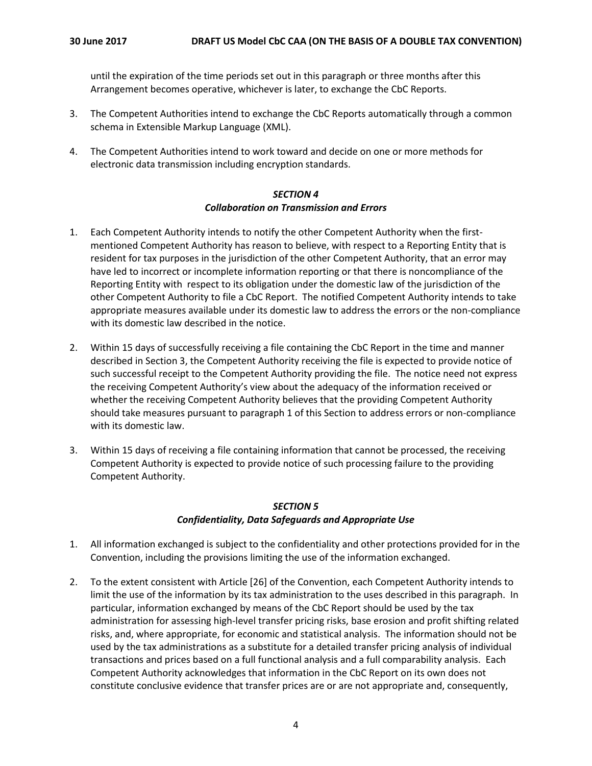until the expiration of the time periods set out in this paragraph or three months after this Arrangement becomes operative, whichever is later, to exchange the CbC Reports.

3. The Competent Authorities intend to exchange the CbC Reports automatically through a common schema in Extensible Markup Language (XML).

4. The Competent Authorities intend to work toward and decide on one or more methods for electronic data transmission including encryption standards.

### *SECTION 4*
### *Collaboration on Transmission and Errors*

1. Each Competent Authority intends to notify the other Competent Authority when the first-mentioned Competent Authority has reason to believe, with respect to a Reporting Entity that is resident for tax purposes in the jurisdiction of the other Competent Authority, that an error may have led to incorrect or incomplete information reporting or that there is noncompliance of the Reporting Entity with respect to its obligation under the domestic law of the jurisdiction of the other Competent Authority to file a CbC Report. The notified Competent Authority intends to take appropriate measures available under its domestic law to address the errors or the non-compliance with its domestic law described in the notice.

2. Within 15 days of successfully receiving a file containing the CbC Report in the time and manner described in Section 3, the Competent Authority receiving the file is expected to provide notice of such successful receipt to the Competent Authority providing the file. The notice need not express the receiving Competent Authority's view about the adequacy of the information received or whether the receiving Competent Authority believes that the providing Competent Authority should take measures pursuant to paragraph 1 of this Section to address errors or non-compliance with its domestic law.

3. Within 15 days of receiving a file containing information that cannot be processed, the receiving Competent Authority is expected to provide notice of such processing failure to the providing Competent Authority.

### *SECTION 5*
### *Confidentiality, Data Safeguards and Appropriate Use*

1. All information exchanged is subject to the confidentiality and other protections provided for in the Convention, including the provisions limiting the use of the information exchanged.

2. To the extent consistent with Article [26] of the Convention, each Competent Authority intends to limit the use of the information by its tax administration to the uses described in this paragraph. In particular, information exchanged by means of the CbC Report should be used by the tax administration for assessing high-level transfer pricing risks, base erosion and profit shifting related risks, and, where appropriate, for economic and statistical analysis. The information should not be used by the tax administrations as a substitute for a detailed transfer pricing analysis of individual transactions and prices based on a full functional analysis and a full comparability analysis. Each Competent Authority acknowledges that information in the CbC Report on its own does not constitute conclusive evidence that transfer prices are or are not appropriate and, consequently,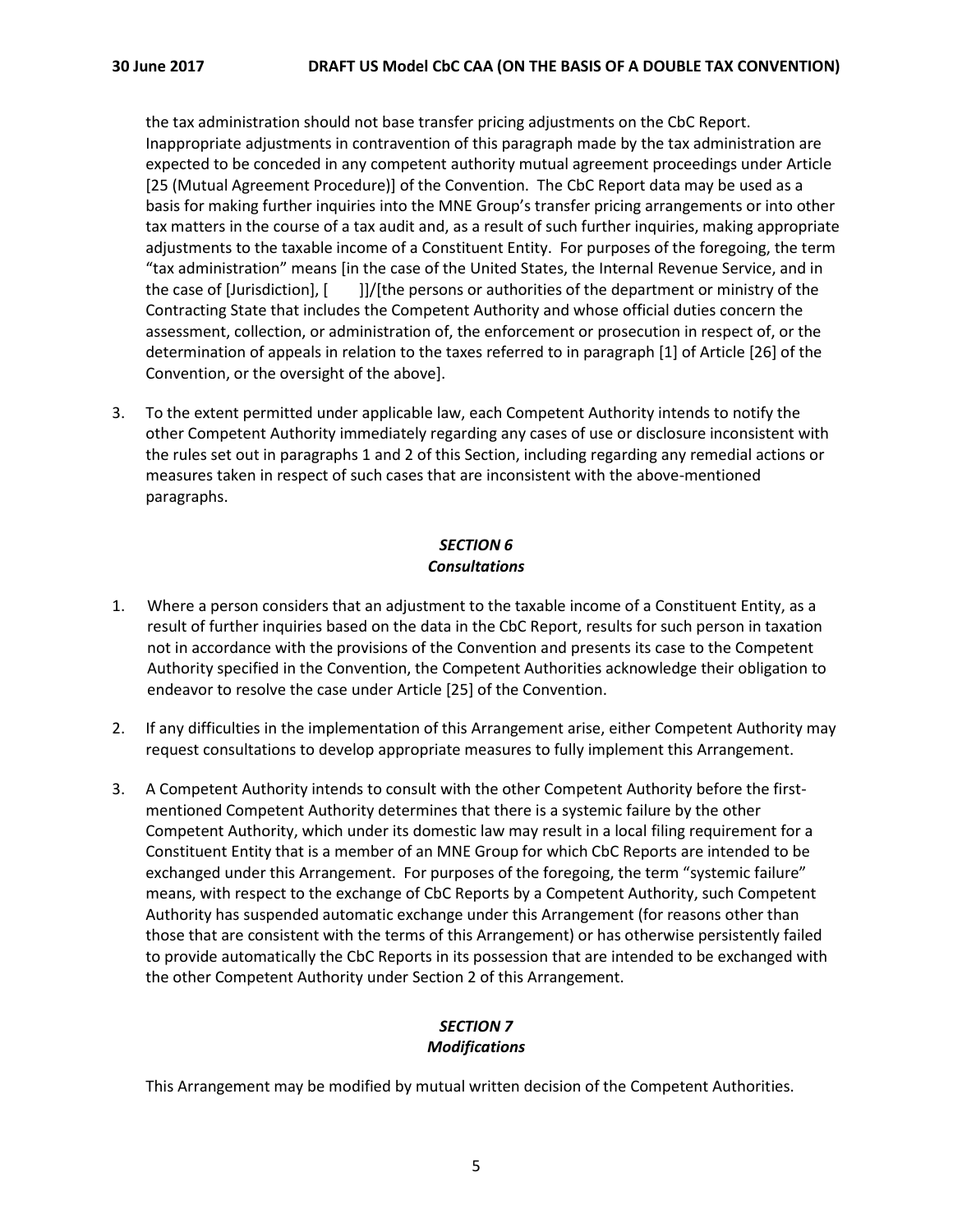the tax administration should not base transfer pricing adjustments on the CbC Report. Inappropriate adjustments in contravention of this paragraph made by the tax administration are expected to be conceded in any competent authority mutual agreement proceedings under Article [25 (Mutual Agreement Procedure)] of the Convention. The CbC Report data may be used as a basis for making further inquiries into the MNE Group's transfer pricing arrangements or into other tax matters in the course of a tax audit and, as a result of such further inquiries, making appropriate adjustments to the taxable income of a Constituent Entity. For purposes of the foregoing, the term "tax administration" means [in the case of the United States, the Internal Revenue Service, and in the case of [Jurisdiction], [ ]]/[the persons or authorities of the department or ministry of the Contracting State that includes the Competent Authority and whose official duties concern the assessment, collection, or administration of, the enforcement or prosecution in respect of, or the determination of appeals in relation to the taxes referred to in paragraph [1] of Article [26] of the Convention, or the oversight of the above].

3. To the extent permitted under applicable law, each Competent Authority intends to notify the other Competent Authority immediately regarding any cases of use or disclosure inconsistent with the rules set out in paragraphs 1 and 2 of this Section, including regarding any remedial actions or measures taken in respect of such cases that are inconsistent with the above-mentioned paragraphs.

## *SECTION 6*
## *Consultations*

1. Where a person considers that an adjustment to the taxable income of a Constituent Entity, as a result of further inquiries based on the data in the CbC Report, results for such person in taxation not in accordance with the provisions of the Convention and presents its case to the Competent Authority specified in the Convention, the Competent Authorities acknowledge their obligation to endeavor to resolve the case under Article [25] of the Convention.

2. If any difficulties in the implementation of this Arrangement arise, either Competent Authority may request consultations to develop appropriate measures to fully implement this Arrangement.

3. A Competent Authority intends to consult with the other Competent Authority before the first-mentioned Competent Authority determines that there is a systemic failure by the other Competent Authority, which under its domestic law may result in a local filing requirement for a Constituent Entity that is a member of an MNE Group for which CbC Reports are intended to be exchanged under this Arrangement. For purposes of the foregoing, the term "systemic failure" means, with respect to the exchange of CbC Reports by a Competent Authority, such Competent Authority has suspended automatic exchange under this Arrangement (for reasons other than those that are consistent with the terms of this Arrangement) or has otherwise persistently failed to provide automatically the CbC Reports in its possession that are intended to be exchanged with the other Competent Authority under Section 2 of this Arrangement.

## *SECTION 7*
## *Modifications*

This Arrangement may be modified by mutual written decision of the Competent Authorities.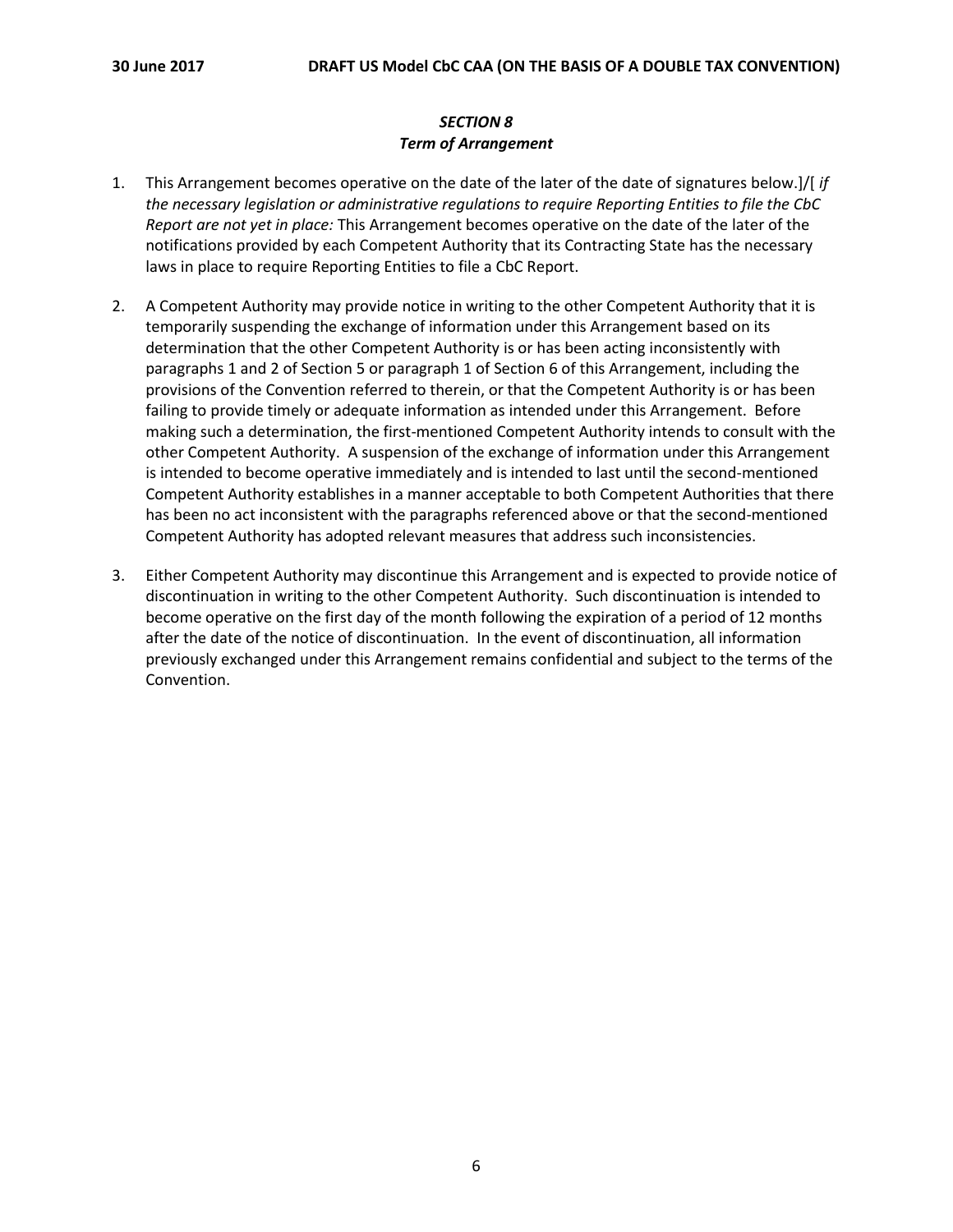### *SECTION 8*
### *Term of Arrangement*

1. This Arrangement becomes operative on the date of the later of the date of signatures below.]/[ *if the necessary legislation or administrative regulations to require Reporting Entities to file the CbC Report are not yet in place:* This Arrangement becomes operative on the date of the later of the notifications provided by each Competent Authority that its Contracting State has the necessary laws in place to require Reporting Entities to file a CbC Report.

2. A Competent Authority may provide notice in writing to the other Competent Authority that it is temporarily suspending the exchange of information under this Arrangement based on its determination that the other Competent Authority is or has been acting inconsistently with paragraphs 1 and 2 of Section 5 or paragraph 1 of Section 6 of this Arrangement, including the provisions of the Convention referred to therein, or that the Competent Authority is or has been failing to provide timely or adequate information as intended under this Arrangement. Before making such a determination, the first-mentioned Competent Authority intends to consult with the other Competent Authority. A suspension of the exchange of information under this Arrangement is intended to become operative immediately and is intended to last until the second-mentioned Competent Authority establishes in a manner acceptable to both Competent Authorities that there has been no act inconsistent with the paragraphs referenced above or that the second-mentioned Competent Authority has adopted relevant measures that address such inconsistencies.

3. Either Competent Authority may discontinue this Arrangement and is expected to provide notice of discontinuation in writing to the other Competent Authority. Such discontinuation is intended to become operative on the first day of the month following the expiration of a period of 12 months after the date of the notice of discontinuation. In the event of discontinuation, all information previously exchanged under this Arrangement remains confidential and subject to the terms of the Convention.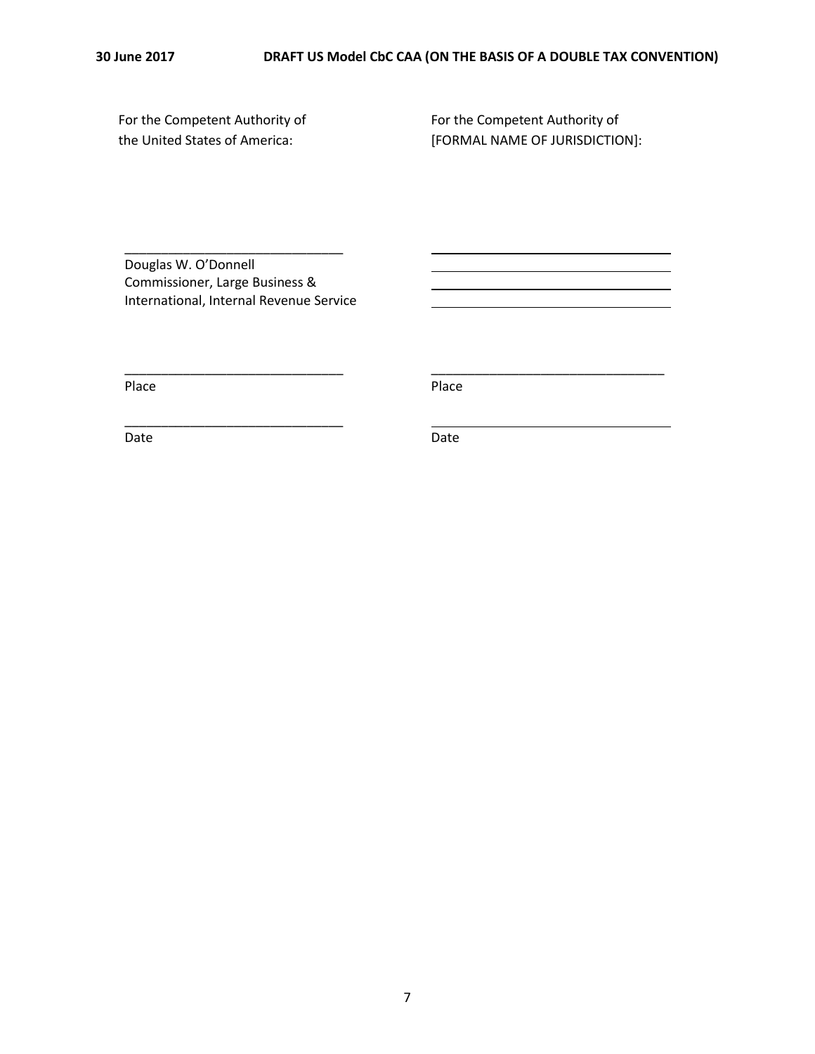For the Competent Authority of the United States of America:

_______________________________

Douglas W. O'Donnell
Commissioner, Large Business & International, Internal Revenue Service

_______________________________
Place

_______________________________
Date

For the Competent Authority of [FORMAL NAME OF JURISDICTION]:

_______________________________

_______________________________
Place

_______________________________
Date